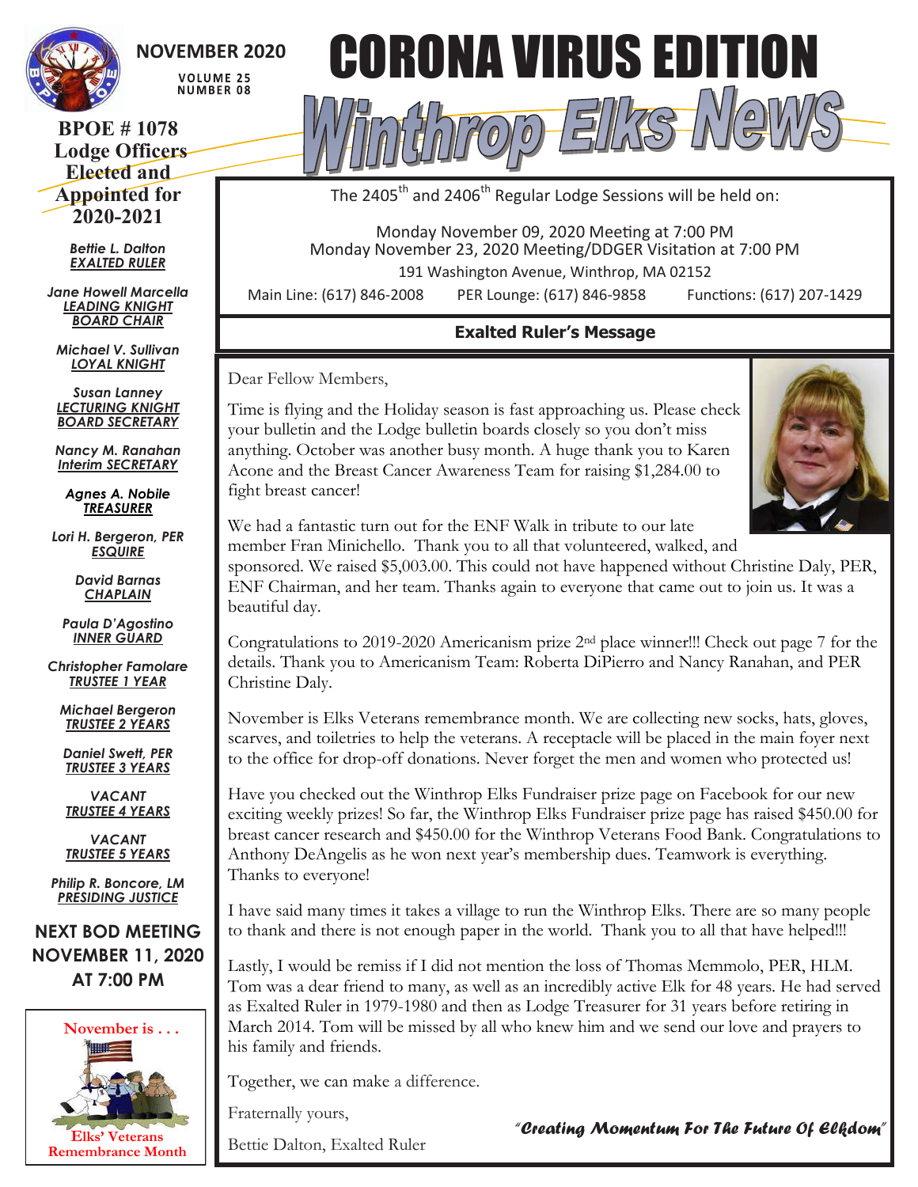# CORONA VIRUS EDITION

# Winthrop Elks News

**NOVEMBER 2020**

**VOLUME 25**
**NUMBER 08**

## BPOE # 1078 Lodge Officers Elected and Appointed for 2020-2021

***Bettie L. Dalton***
***EXALTED RULER***

***Jane Howell Marcella***
***LEADING KNIGHT***
***BOARD CHAIR***

***Michael V. Sullivan***
***LOYAL KNIGHT***

***Susan Lanney***
***LECTURING KNIGHT***
***BOARD SECRETARY***

***Nancy M. Ranahan***
***Interim SECRETARY***

***Agnes A. Nobile***
***TREASURER***

***Lori H. Bergeron, PER***
***ESQUIRE***

***David Barnas***
***CHAPLAIN***

***Paula D'Agostino***
***INNER GUARD***

***Christopher Famolare***
***TRUSTEE 1 YEAR***

***Michael Bergeron***
***TRUSTEE 2 YEARS***

***Daniel Swett, PER***
***TRUSTEE 3 YEARS***

***VACANT***
***TRUSTEE 4 YEARS***

***VACANT***
***TRUSTEE 5 YEARS***

***Philip R. Boncore, LM***
***PRESIDING JUSTICE***

**NEXT BOD MEETING NOVEMBER 11, 2020 AT 7:00 PM**

**November is . . .**
**Elks' Veterans Remembrance Month**

---

The 2405th and 2406th Regular Lodge Sessions will be held on:

Monday November 09, 2020 Meeting at 7:00 PM
Monday November 23, 2020 Meeting/DDGER Visitation at 7:00 PM
191 Washington Avenue, Winthrop, MA 02152

Main Line: (617) 846-2008 PER Lounge: (617) 846-9858 Functions: (617) 207-1429

## Exalted Ruler's Message

Dear Fellow Members,

Time is flying and the Holiday season is fast approaching us. Please check your bulletin and the Lodge bulletin boards closely so you don't miss anything. October was another busy month. A huge thank you to Karen Acone and the Breast Cancer Awareness Team for raising $1,284.00 to fight breast cancer!

We had a fantastic turn out for the ENF Walk in tribute to our late member Fran Minichello. Thank you to all that volunteered, walked, and sponsored. We raised $5,003.00. This could not have happened without Christine Daly, PER, ENF Chairman, and her team. Thanks again to everyone that came out to join us. It was a beautiful day.

Congratulations to 2019-2020 Americanism prize 2nd place winner!!! Check out page 7 for the details. Thank you to Americanism Team: Roberta DiPierro and Nancy Ranahan, and PER Christine Daly.

November is Elks Veterans remembrance month. We are collecting new socks, hats, gloves, scarves, and toiletries to help the veterans. A receptacle will be placed in the main foyer next to the office for drop-off donations. Never forget the men and women who protected us!

Have you checked out the Winthrop Elks Fundraiser prize page on Facebook for our new exciting weekly prizes! So far, the Winthrop Elks Fundraiser prize page has raised $450.00 for breast cancer research and $450.00 for the Winthrop Veterans Food Bank. Congratulations to Anthony DeAngelis as he won next year's membership dues. Teamwork is everything. Thanks to everyone!

I have said many times it takes a village to run the Winthrop Elks. There are so many people to thank and there is not enough paper in the world. Thank you to all that have helped!!!

Lastly, I would be remiss if I did not mention the loss of Thomas Memmolo, PER, HLM. Tom was a dear friend to many, as well as an incredibly active Elk for 48 years. He had served as Exalted Ruler in 1979-1980 and then as Lodge Treasurer for 31 years before retiring in March 2014. Tom will be missed by all who knew him and we send our love and prayers to his family and friends.

Together, we can make a difference.

Fraternally yours,

Bettie Dalton, Exalted Ruler

*"Creating Momentum For The Future Of Elkdom"*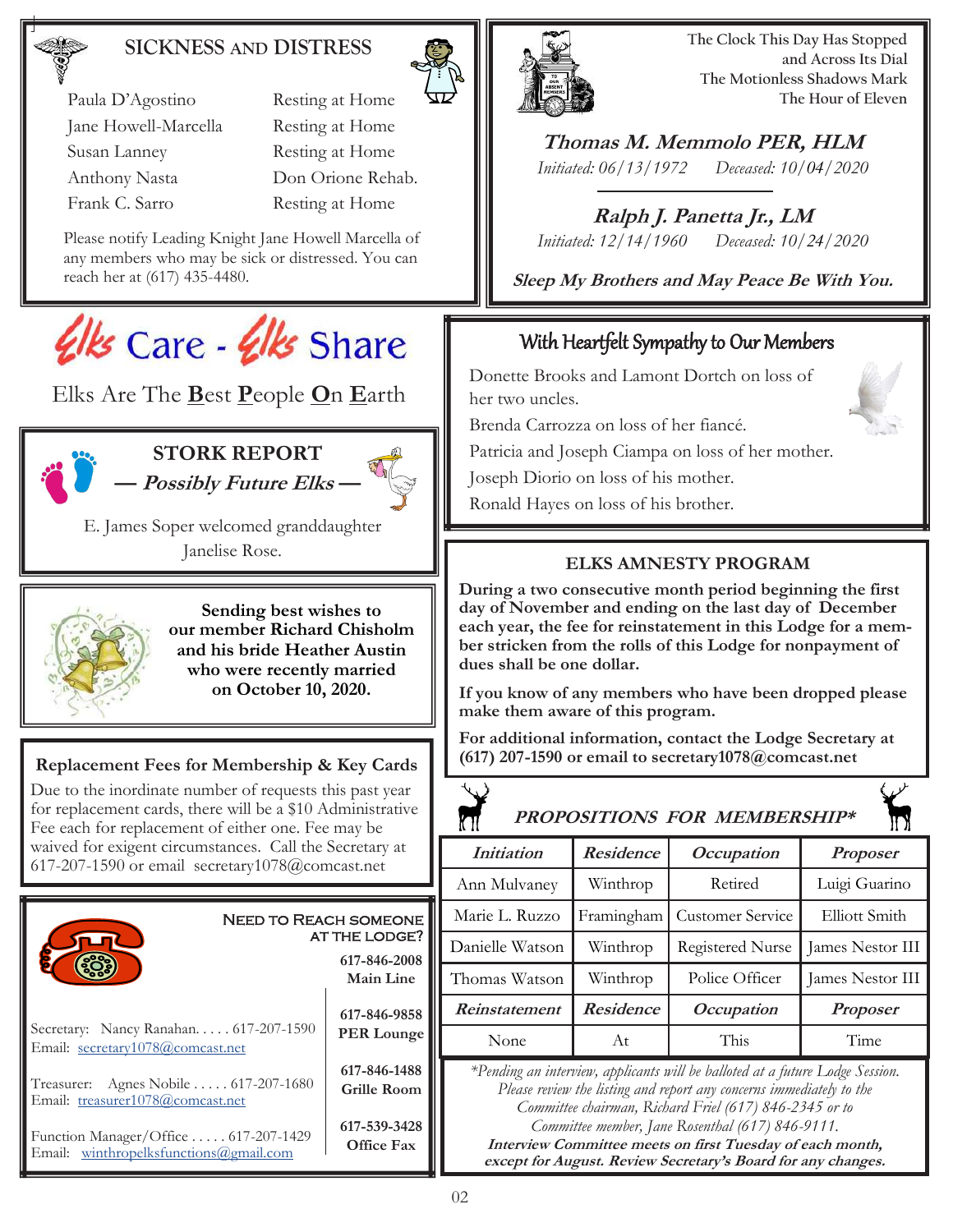## SICKNESS AND DISTRESS

| | |
|---|---|
| Paula D'Agostino | Resting at Home |
| Jane Howell-Marcella | Resting at Home |
| Susan Lanney | Resting at Home |
| Anthony Nasta | Don Orione Rehab. |
| Frank C. Sarro | Resting at Home |

Please notify Leading Knight Jane Howell Marcella of any members who may be sick or distressed. You can reach her at (617) 435-4480.

The Clock This Day Has Stopped
and Across Its Dial
The Motionless Shadows Mark
The Hour of Eleven

***Thomas M. Memmolo PER, HLM***
*Initiated: 06/13/1972 Deceased: 10/04/2020*

***Ralph J. Panetta Jr., LM***
*Initiated: 12/14/1960 Deceased: 10/24/2020*

***Sleep My Brothers and May Peace Be With You.***

# Elks Care - Elks Share

Elks Are The **B**est **P**eople **O**n **E**arth

## STORK REPORT
### *— Possibly Future Elks —*

E. James Soper welcomed granddaughter Janelise Rose.

**Sending best wishes to our member Richard Chisholm and his bride Heather Austin who were recently married on October 10, 2020.**

## With Heartfelt Sympathy to Our Members

Donette Brooks and Lamont Dortch on loss of her two uncles.
Brenda Carrozza on loss of her fiancé.
Patricia and Joseph Ciampa on loss of her mother.
Joseph Diorio on loss of his mother.
Ronald Hayes on loss of his brother.

## ELKS AMNESTY PROGRAM

**During a two consecutive month period beginning the first day of November and ending on the last day of December each year, the fee for reinstatement in this Lodge for a member stricken from the rolls of this Lodge for nonpayment of dues shall be one dollar.**

**If you know of any members who have been dropped please make them aware of this program.**

**For additional information, contact the Lodge Secretary at (617) 207-1590 or email to secretary1078@comcast.net**

## Replacement Fees for Membership & Key Cards

Due to the inordinate number of requests this past year for replacement cards, there will be a $10 Administrative Fee each for replacement of either one. Fee may be waived for exigent circumstances. Call the Secretary at 617-207-1590 or email secretary1078@comcast.net

## *PROPOSITIONS FOR MEMBERSHIP**

| *Initiation* | *Residence* | *Occupation* | *Proposer* |
|---|---|---|---|
| Ann Mulvaney | Winthrop | Retired | Luigi Guarino |
| Marie L. Ruzzo | Framingham | Customer Service | Elliott Smith |
| Danielle Watson | Winthrop | Registered Nurse | James Nestor III |
| Thomas Watson | Winthrop | Police Officer | James Nestor III |
| ***Reinstatement*** | ***Residence*** | ***Occupation*** | ***Proposer*** |
| None | At | This | Time |

*\*Pending an interview, applicants will be balloted at a future Lodge Session. Please review the listing and report any concerns immediately to the Committee chairman, Richard Friel (617) 846-2345 or to Committee member, Jane Rosenthal (617) 846-9111.*
***Interview Committee meets on first Tuesday of each month, except for August. Review Secretary's Board for any changes.***

## NEED TO REACH SOMEONE AT THE LODGE?

**617-846-2008** Main Line
**617-846-9858** PER Lounge
**617-846-1488** Grille Room
**617-539-3428** Office Fax

Secretary: Nancy Ranahan. . . . . 617-207-1590
Email: secretary1078@comcast.net

Treasurer: Agnes Nobile . . . . . 617-207-1680
Email: treasurer1078@comcast.net

Function Manager/Office . . . . . 617-207-1429
Email: winthropelksfunctions@gmail.com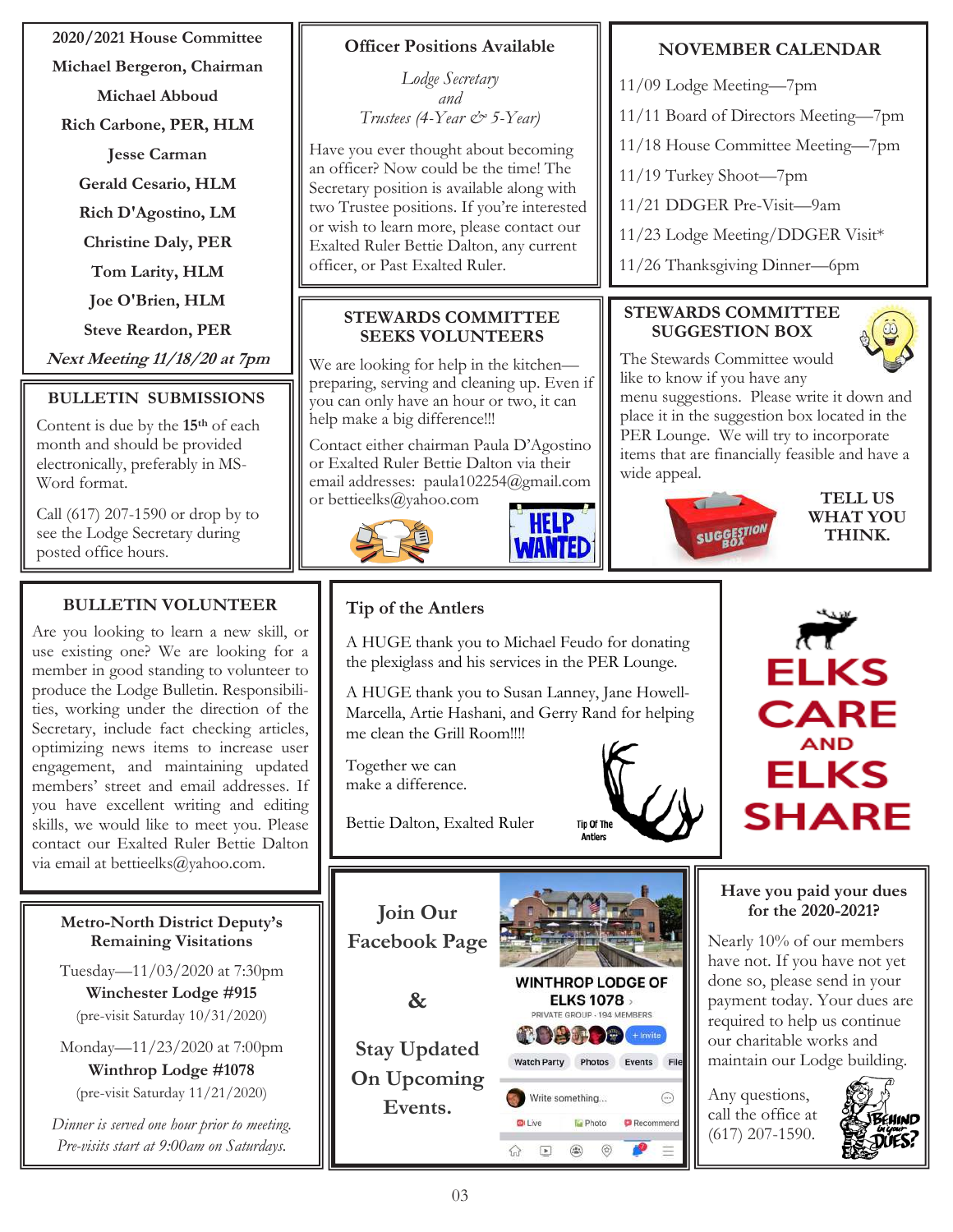### 2020/2021 House Committee

**Michael Bergeron, Chairman**

**Michael Abboud**

**Rich Carbone, PER, HLM**

**Jesse Carman**

**Gerald Cesario, HLM**

**Rich D'Agostino, LM**

**Christine Daly, PER**

**Tom Larity, HLM**

**Joe O'Brien, HLM**

**Steve Reardon, PER**

***Next Meeting 11/18/20 at 7pm***

### BULLETIN SUBMISSIONS

Content is due by the 15th of each month and should be provided electronically, preferably in MS-Word format.

Call (617) 207-1590 or drop by to see the Lodge Secretary during posted office hours.

### Officer Positions Available

*Lodge Secretary*
*and*
*Trustees (4-Year & 5-Year)*

Have you ever thought about becoming an officer? Now could be the time! The Secretary position is available along with two Trustee positions. If you're interested or wish to learn more, please contact our Exalted Ruler Bettie Dalton, any current officer, or Past Exalted Ruler.

### NOVEMBER CALENDAR

11/09 Lodge Meeting—7pm

11/11 Board of Directors Meeting—7pm

11/18 House Committee Meeting—7pm

11/19 Turkey Shoot—7pm

11/21 DDGER Pre-Visit—9am

11/23 Lodge Meeting/DDGER Visit*

11/26 Thanksgiving Dinner—6pm

### STEWARDS COMMITTEE SEEKS VOLUNTEERS

We are looking for help in the kitchen—preparing, serving and cleaning up. Even if you can only have an hour or two, it can help make a big difference!!!

Contact either chairman Paula D'Agostino or Exalted Ruler Bettie Dalton via their email addresses: paula102254@gmail.com or bettieelks@yahoo.com

HELP WANTED

### STEWARDS COMMITTEE SUGGESTION BOX

The Stewards Committee would like to know if you have any menu suggestions. Please write it down and place it in the suggestion box located in the PER Lounge. We will try to incorporate items that are financially feasible and have a wide appeal.

**TELL US WHAT YOU THINK.**

### BULLETIN VOLUNTEER

Are you looking to learn a new skill, or use existing one? We are looking for a member in good standing to volunteer to produce the Lodge Bulletin. Responsibilities, working under the direction of the Secretary, include fact checking articles, optimizing news items to increase user engagement, and maintaining updated members' street and email addresses. If you have excellent writing and editing skills, we would like to meet you. Please contact our Exalted Ruler Bettie Dalton via email at bettieelks@yahoo.com.

### Tip of the Antlers

A HUGE thank you to Michael Feudo for donating the plexiglass and his services in the PER Lounge.

A HUGE thank you to Susan Lanney, Jane Howell-Marcella, Artie Hashani, and Gerry Rand for helping me clean the Grill Room!!!!

Together we can make a difference.

Bettie Dalton, Exalted Ruler

ELKS CARE AND ELKS SHARE

### Metro-North District Deputy's Remaining Visitations

Tuesday—11/03/2020 at 7:30pm
**Winchester Lodge #915**
(pre-visit Saturday 10/31/2020)

Monday—11/23/2020 at 7:00pm
**Winthrop Lodge #1078**
(pre-visit Saturday 11/21/2020)

*Dinner is served one hour prior to meeting.*
*Pre-visits start at 9:00am on Saturdays.*

### Join Our Facebook Page & Stay Updated On Upcoming Events.

WINTHROP LODGE OF ELKS 1078
PRIVATE GROUP · 194 MEMBERS

### Have you paid your dues for the 2020-2021?

Nearly 10% of our members have not. If you have not yet done so, please send in your payment today. Your dues are required to help us continue our charitable works and maintain our Lodge building.

Any questions, call the office at (617) 207-1590.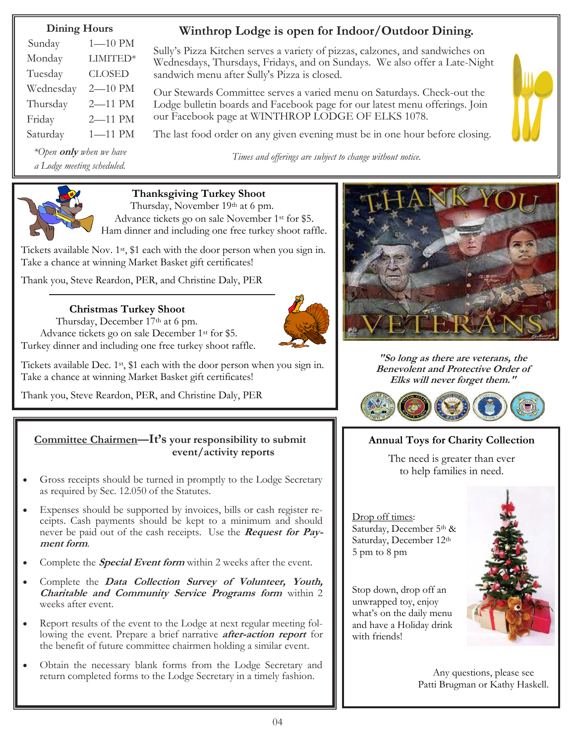## Dining Hours

| Day | Hours |
| --- | --- |
| Sunday | 1—10 PM |
| Monday | LIMITED* |
| Tuesday | CLOSED |
| Wednesday | 2—10 PM |
| Thursday | 2—11 PM |
| Friday | 2—11 PM |
| Saturday | 1—11 PM |

*\*Open **only** when we have a Lodge meeting scheduled.*

## Winthrop Lodge is open for Indoor/Outdoor Dining.

Sully's Pizza Kitchen serves a variety of pizzas, calzones, and sandwiches on Wednesdays, Thursdays, Fridays, and on Sundays. We also offer a Late-Night sandwich menu after Sully's Pizza is closed.

Our Stewards Committee serves a varied menu on Saturdays. Check-out the Lodge bulletin boards and Facebook page for our latest menu offerings. Join our Facebook page at WINTHROP LODGE OF ELKS 1078.

The last food order on any given evening must be in one hour before closing.

*Times and offerings are subject to change without notice.*

### Thanksgiving Turkey Shoot

Thursday, November 19th at 6 pm.
Advance tickets go on sale November 1st for $5.
Ham dinner and including one free turkey shoot raffle.

Tickets available Nov. 1st, $1 each with the door person when you sign in. Take a chance at winning Market Basket gift certificates!

Thank you, Steve Reardon, PER, and Christine Daly, PER

### Christmas Turkey Shoot

Thursday, December 17th at 6 pm.
Advance tickets go on sale December 1st for $5.
Turkey dinner and including one free turkey shoot raffle.

Tickets available Dec. 1st, $1 each with the door person when you sign in. Take a chance at winning Market Basket gift certificates!

Thank you, Steve Reardon, PER, and Christine Daly, PER

**THANK YOU VETERANS**

***"So long as there are veterans, the Benevolent and Protective Order of Elks will never forget them."***

### Committee Chairmen—It's your responsibility to submit event/activity reports

- Gross receipts should be turned in promptly to the Lodge Secretary as required by Sec. 12.050 of the Statutes.
- Expenses should be supported by invoices, bills or cash register receipts. Cash payments should be kept to a minimum and should never be paid out of the cash receipts. Use the ***Request for Payment form***.
- Complete the ***Special Event form*** within 2 weeks after the event.
- Complete the ***Data Collection Survey of Volunteer, Youth, Charitable and Community Service Programs form*** within 2 weeks after event.
- Report results of the event to the Lodge at next regular meeting following the event. Prepare a brief narrative ***after-action report*** for the benefit of future committee chairmen holding a similar event.
- Obtain the necessary blank forms from the Lodge Secretary and return completed forms to the Lodge Secretary in a timely fashion.

### Annual Toys for Charity Collection

The need is greater than ever to help families in need.

Drop off times:
Saturday, December 5th &
Saturday, December 12th
5 pm to 8 pm

Stop down, drop off an unwrapped toy, enjoy what's on the daily menu and have a Holiday drink with friends!

Any questions, please see Patti Brugman or Kathy Haskell.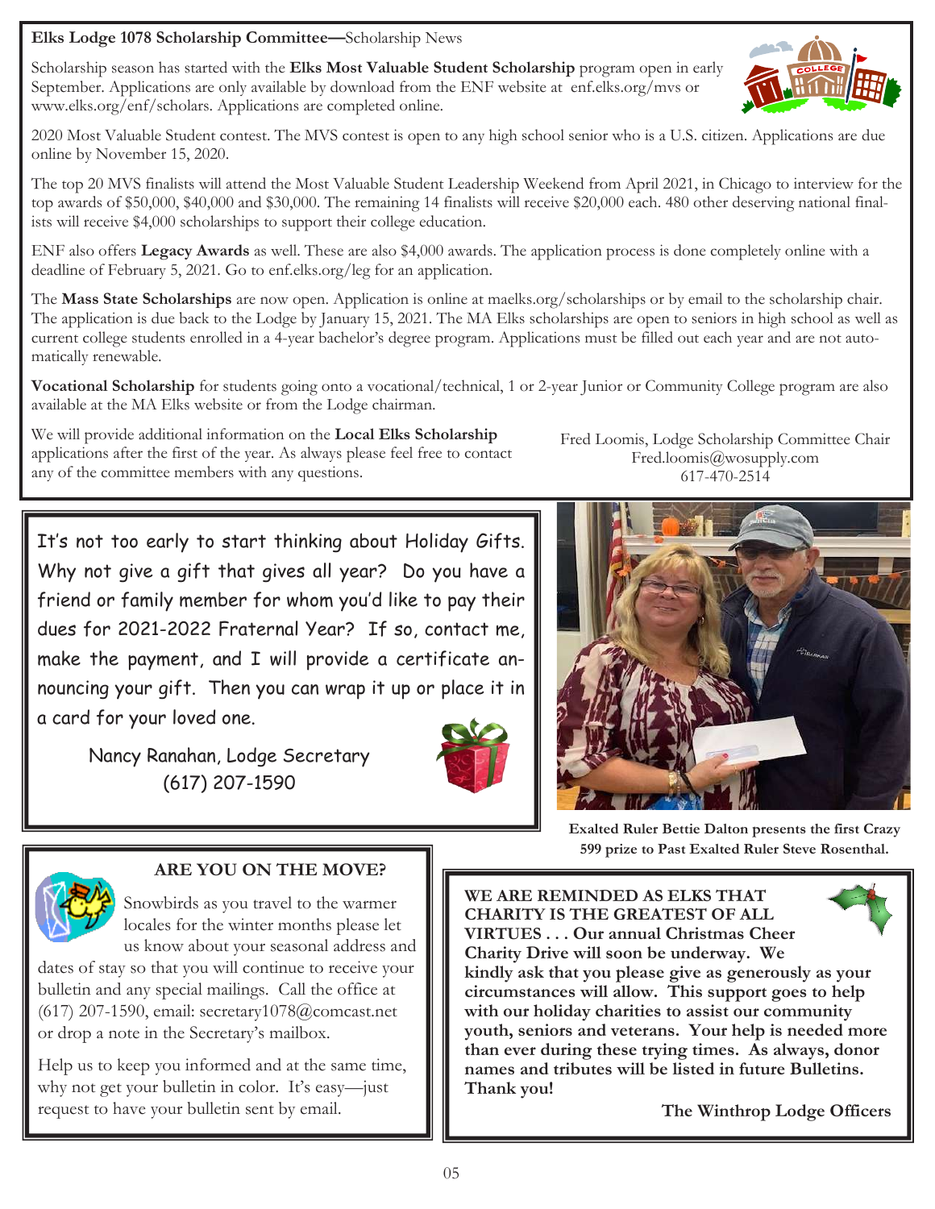**Elks Lodge 1078 Scholarship Committee—**Scholarship News

Scholarship season has started with the **Elks Most Valuable Student Scholarship** program open in early September. Applications are only available by download from the ENF website at enf.elks.org/mvs or www.elks.org/enf/scholars. Applications are completed online.

2020 Most Valuable Student contest. The MVS contest is open to any high school senior who is a U.S. citizen. Applications are due online by November 15, 2020.

The top 20 MVS finalists will attend the Most Valuable Student Leadership Weekend from April 2021, in Chicago to interview for the top awards of $50,000, $40,000 and $30,000. The remaining 14 finalists will receive $20,000 each. 480 other deserving national finalists will receive $4,000 scholarships to support their college education.

ENF also offers **Legacy Awards** as well. These are also $4,000 awards. The application process is done completely online with a deadline of February 5, 2021. Go to enf.elks.org/leg for an application.

The **Mass State Scholarships** are now open. Application is online at maelks.org/scholarships or by email to the scholarship chair. The application is due back to the Lodge by January 15, 2021. The MA Elks scholarships are open to seniors in high school as well as current college students enrolled in a 4-year bachelor's degree program. Applications must be filled out each year and are not automatically renewable.

**Vocational Scholarship** for students going onto a vocational/technical, 1 or 2-year Junior or Community College program are also available at the MA Elks website or from the Lodge chairman.

We will provide additional information on the **Local Elks Scholarship** applications after the first of the year. As always please feel free to contact any of the committee members with any questions.

Fred Loomis, Lodge Scholarship Committee Chair
Fred.loomis@wosupply.com
617-470-2514

---

It's not too early to start thinking about Holiday Gifts. Why not give a gift that gives all year? Do you have a friend or family member for whom you'd like to pay their dues for 2021-2022 Fraternal Year? If so, contact me, make the payment, and I will provide a certificate announcing your gift. Then you can wrap it up or place it in a card for your loved one.

Nancy Ranahan, Lodge Secretary
(617) 207-1590

---

**Exalted Ruler Bettie Dalton presents the first Crazy 599 prize to Past Exalted Ruler Steve Rosenthal.**

---

**ARE YOU ON THE MOVE?**

Snowbirds as you travel to the warmer locales for the winter months please let us know about your seasonal address and dates of stay so that you will continue to receive your bulletin and any special mailings. Call the office at (617) 207-1590, email: secretary1078@comcast.net or drop a note in the Secretary's mailbox.

Help us to keep you informed and at the same time, why not get your bulletin in color. It's easy—just request to have your bulletin sent by email.

---

**WE ARE REMINDED AS ELKS THAT CHARITY IS THE GREATEST OF ALL VIRTUES . . . Our annual Christmas Cheer Charity Drive will soon be underway. We kindly ask that you please give as generously as your circumstances will allow. This support goes to help with our holiday charities to assist our community youth, seniors and veterans. Your help is needed more than ever during these trying times. As always, donor names and tributes will be listed in future Bulletins. Thank you!**

**The Winthrop Lodge Officers**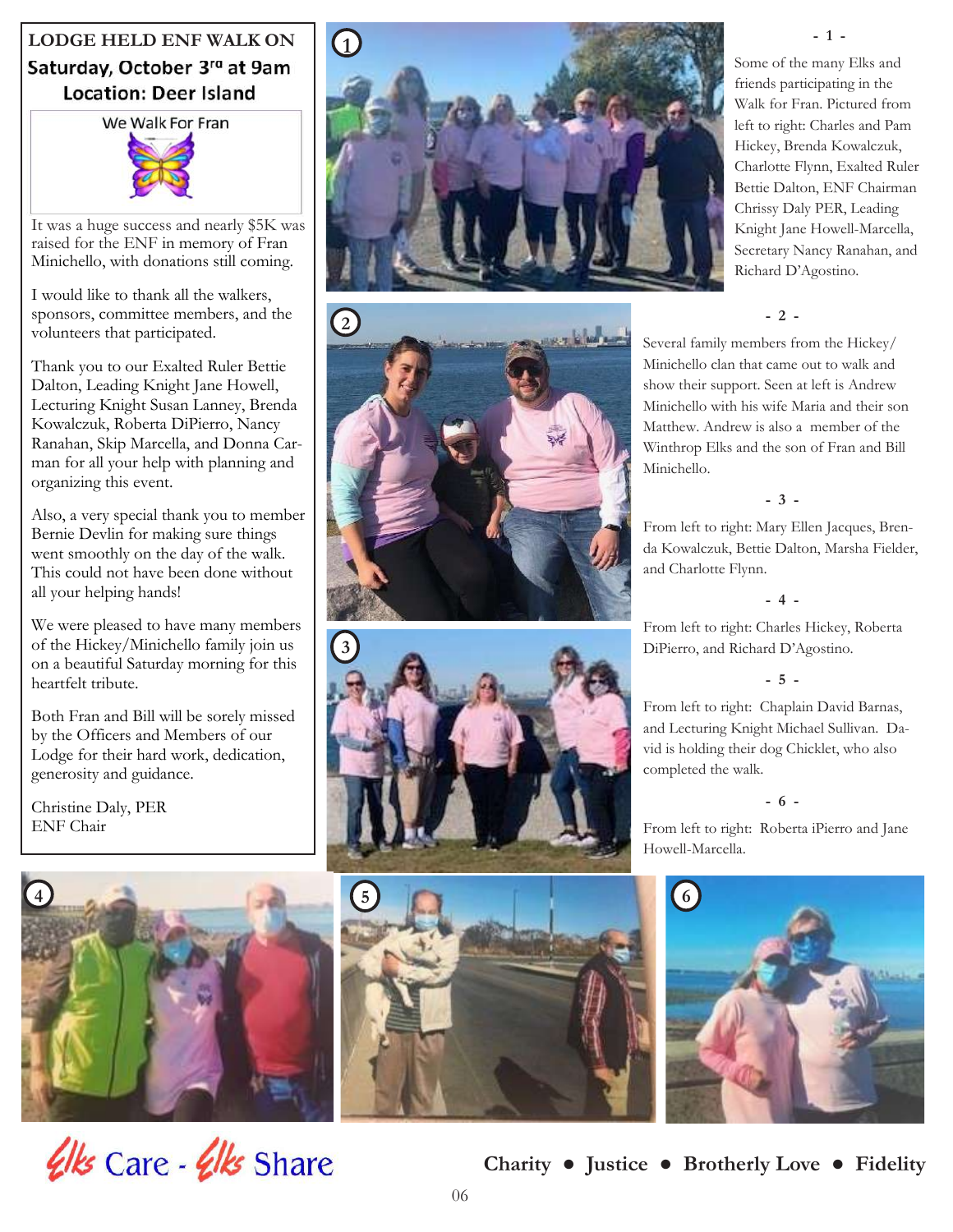## LODGE HELD ENF WALK ON Saturday, October 3rd at 9am Location: Deer Island

We Walk For Fran

It was a huge success and nearly $5K was raised for the ENF in memory of Fran Minichello, with donations still coming.

I would like to thank all the walkers, sponsors, committee members, and the volunteers that participated.

Thank you to our Exalted Ruler Bettie Dalton, Leading Knight Jane Howell, Lecturing Knight Susan Lanney, Brenda Kowalczuk, Roberta DiPierro, Nancy Ranahan, Skip Marcella, and Donna Carman for all your help with planning and organizing this event.

Also, a very special thank you to member Bernie Devlin for making sure things went smoothly on the day of the walk. This could not have been done without all your helping hands!

We were pleased to have many members of the Hickey/Minichello family join us on a beautiful Saturday morning for this heartfelt tribute.

Both Fran and Bill will be sorely missed by the Officers and Members of our Lodge for their hard work, dedication, generosity and guidance.

Christine Daly, PER
ENF Chair

\- 1 -

Some of the many Elks and friends participating in the Walk for Fran. Pictured from left to right: Charles and Pam Hickey, Brenda Kowalczuk, Charlotte Flynn, Exalted Ruler Bettie Dalton, ENF Chairman Chrissy Daly PER, Leading Knight Jane Howell-Marcella, Secretary Nancy Ranahan, and Richard D'Agostino.

\- 2 -

Several family members from the Hickey/Minichello clan that came out to walk and show their support. Seen at left is Andrew Minichello with his wife Maria and their son Matthew. Andrew is also a member of the Winthrop Elks and the son of Fran and Bill Minichello.

\- 3 -

From left to right: Mary Ellen Jacques, Brenda Kowalczuk, Bettie Dalton, Marsha Fielder, and Charlotte Flynn.

\- 4 -

From left to right: Charles Hickey, Roberta DiPierro, and Richard D'Agostino.

\- 5 -

From left to right: Chaplain David Barnas, and Lecturing Knight Michael Sullivan. David is holding their dog Chicklet, who also completed the walk.

\- 6 -

From left to right: Roberta iPierro and Jane Howell-Marcella.

Elks Care - Elks Share

**Charity ● Justice ● Brotherly Love ● Fidelity**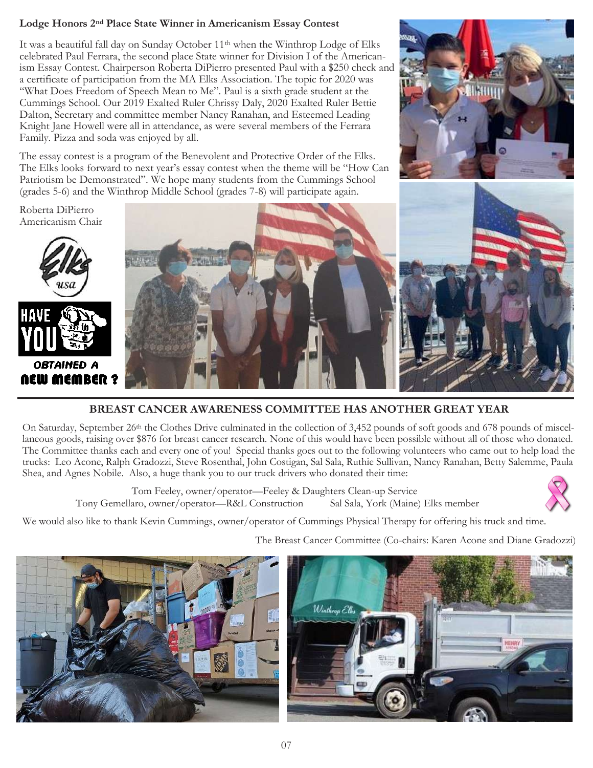## Lodge Honors 2nd Place State Winner in Americanism Essay Contest

It was a beautiful fall day on Sunday October 11th when the Winthrop Lodge of Elks celebrated Paul Ferrara, the second place State winner for Division I of the Americanism Essay Contest. Chairperson Roberta DiPierro presented Paul with a $250 check and a certificate of participation from the MA Elks Association. The topic for 2020 was "What Does Freedom of Speech Mean to Me". Paul is a sixth grade student at the Cummings School. Our 2019 Exalted Ruler Chrissy Daly, 2020 Exalted Ruler Bettie Dalton, Secretary and committee member Nancy Ranahan, and Esteemed Leading Knight Jane Howell were all in attendance, as were several members of the Ferrara Family. Pizza and soda was enjoyed by all.

The essay contest is a program of the Benevolent and Protective Order of the Elks. The Elks looks forward to next year's essay contest when the theme will be "How Can Patriotism be Demonstrated". We hope many students from the Cummings School (grades 5-6) and the Winthrop Middle School (grades 7-8) will participate again.

Roberta DiPierro
Americanism Chair

HAVE YOU OBTAINED A NEW MEMBER?

## BREAST CANCER AWARENESS COMMITTEE HAS ANOTHER GREAT YEAR

On Saturday, September 26th the Clothes Drive culminated in the collection of 3,452 pounds of soft goods and 678 pounds of miscellaneous goods, raising over $876 for breast cancer research. None of this would have been possible without all of those who donated. The Committee thanks each and every one of you! Special thanks goes out to the following volunteers who came out to help load the trucks: Leo Acone, Ralph Gradozzi, Steve Rosenthal, John Costigan, Sal Sala, Ruthie Sullivan, Nancy Ranahan, Betty Salemme, Paula Shea, and Agnes Nobile. Also, a huge thank you to our truck drivers who donated their time:

Tom Feeley, owner/operator—Feeley & Daughters Clean-up Service
Tony Gemellaro, owner/operator—R&L Construction
Sal Sala, York (Maine) Elks member

We would also like to thank Kevin Cummings, owner/operator of Cummings Physical Therapy for offering his truck and time.

The Breast Cancer Committee (Co-chairs: Karen Acone and Diane Gradozzi)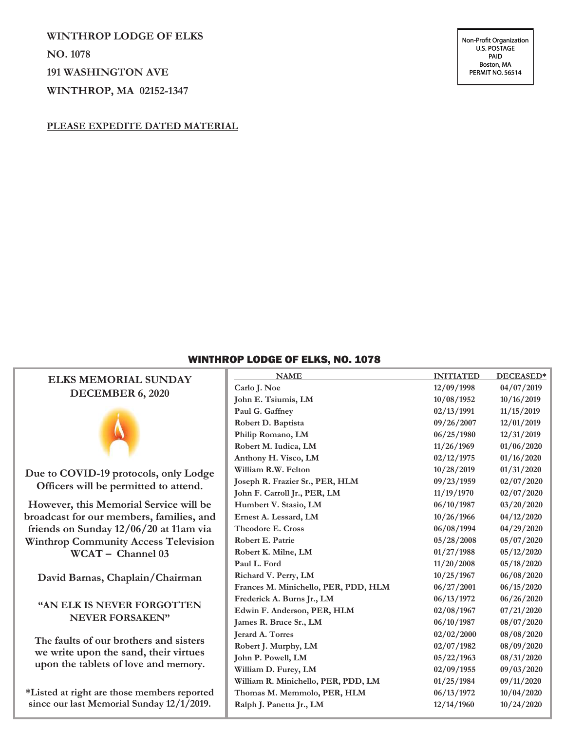WINTHROP LODGE OF ELKS

NO. 1078

191 WASHINGTON AVE

WINTHROP, MA 02152-1347

Non-Profit Organization
U.S. POSTAGE
PAID
Boston, MA
PERMIT NO. 56514

PLEASE EXPEDITE DATED MATERIAL

## WINTHROP LODGE OF ELKS, NO. 1078

### ELKS MEMORIAL SUNDAY
### DECEMBER 6, 2020

**Due to COVID-19 protocols, only Lodge Officers will be permitted to attend.**

**However, this Memorial Service will be broadcast for our members, families, and friends on Sunday 12/06/20 at 11am via Winthrop Community Access Television WCAT – Channel 03**

**David Barnas, Chaplain/Chairman**

**"AN ELK IS NEVER FORGOTTEN NEVER FORSAKEN"**

**The faults of our brothers and sisters we write upon the sand, their virtues upon the tablets of love and memory.**

**\*Listed at right are those members reported since our last Memorial Sunday 12/1/2019.**

| NAME | INITIATED | DECEASED* |
|---|---|---|
| Carlo J. Noe | 12/09/1998 | 04/07/2019 |
| John E. Tsiumis, LM | 10/08/1952 | 10/16/2019 |
| Paul G. Gaffney | 02/13/1991 | 11/15/2019 |
| Robert D. Baptista | 09/26/2007 | 12/01/2019 |
| Philip Romano, LM | 06/25/1980 | 12/31/2019 |
| Robert M. Iudica, LM | 11/26/1969 | 01/06/2020 |
| Anthony H. Visco, LM | 02/12/1975 | 01/16/2020 |
| William R.W. Felton | 10/28/2019 | 01/31/2020 |
| Joseph R. Frazier Sr., PER, HLM | 09/23/1959 | 02/07/2020 |
| John F. Carroll Jr., PER, LM | 11/19/1970 | 02/07/2020 |
| Humbert V. Stasio, LM | 06/10/1987 | 03/20/2020 |
| Ernest A. Lessard, LM | 10/26/1966 | 04/12/2020 |
| Theodore E. Cross | 06/08/1994 | 04/29/2020 |
| Robert E. Patrie | 05/28/2008 | 05/07/2020 |
| Robert K. Milne, LM | 01/27/1988 | 05/12/2020 |
| Paul L. Ford | 11/20/2008 | 05/18/2020 |
| Richard V. Perry, LM | 10/25/1967 | 06/08/2020 |
| Frances M. Minichello, PER, PDD, HLM | 06/27/2001 | 06/15/2020 |
| Frederick A. Burns Jr., LM | 06/13/1972 | 06/26/2020 |
| Edwin F. Anderson, PER, HLM | 02/08/1967 | 07/21/2020 |
| James R. Bruce Sr., LM | 06/10/1987 | 08/07/2020 |
| Jerard A. Torres | 02/02/2000 | 08/08/2020 |
| Robert J. Murphy, LM | 02/07/1982 | 08/09/2020 |
| John P. Powell, LM | 05/22/1963 | 08/31/2020 |
| William D. Furey, LM | 02/09/1955 | 09/03/2020 |
| William R. Minichello, PER, PDD, LM | 01/25/1984 | 09/11/2020 |
| Thomas M. Memmolo, PER, HLM | 06/13/1972 | 10/04/2020 |
| Ralph J. Panetta Jr., LM | 12/14/1960 | 10/24/2020 |